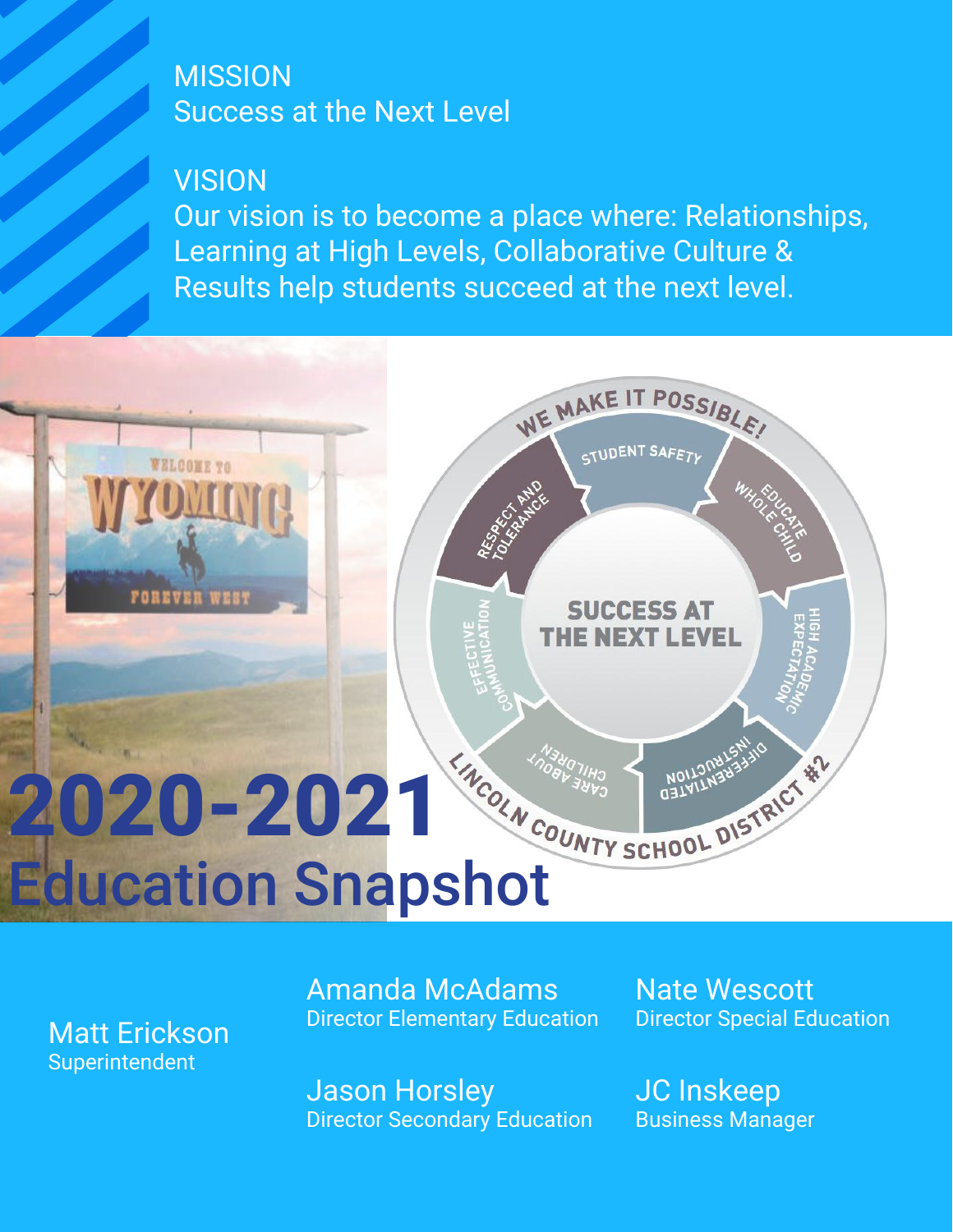## MISSION

Success at the Next Level

## VISION

Our vision is to become a place where: Relationships, Learning at High Levels, Collaborative Culture & Results help students succeed at the next level.

WE MAKE IT POSSIBLE!

STUDENT SAFETY

EDUCATE WHOLE CHILD

HIGH ACADEMIC EXPECTATION

DIFFERENTIATED INSTRUCTION

CARE ABOUT CHILDREN

EFFECTIVE COMMUNICATION

RESPECT AND TOLERANCE

SUCCESS AT THE NEXT LEVEL

LINCOLN COUNTY SCHOOL DISTRICT #2

# 2020-2021 Education Snapshot

Matt Erickson
Superintendent

Amanda McAdams
Director Elementary Education

Nate Wescott
Director Special Education

Jason Horsley
Director Secondary Education

JC Inskeep
Business Manager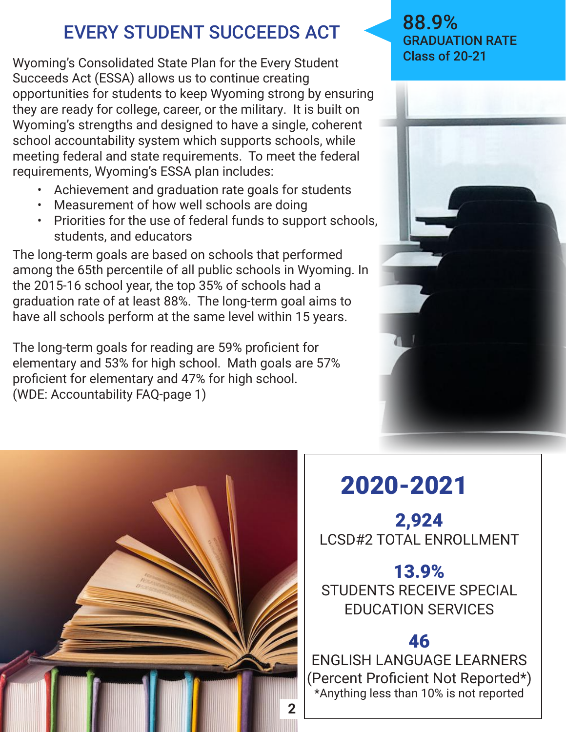# EVERY STUDENT SUCCEEDS ACT

**88.9%**
GRADUATION RATE
Class of 20-21

Wyoming's Consolidated State Plan for the Every Student Succeeds Act (ESSA) allows us to continue creating opportunities for students to keep Wyoming strong by ensuring they are ready for college, career, or the military. It is built on Wyoming's strengths and designed to have a single, coherent school accountability system which supports schools, while meeting federal and state requirements. To meet the federal requirements, Wyoming's ESSA plan includes:

- Achievement and graduation rate goals for students
- Measurement of how well schools are doing
- Priorities for the use of federal funds to support schools, students, and educators

The long-term goals are based on schools that performed among the 65th percentile of all public schools in Wyoming. In the 2015-16 school year, the top 35% of schools had a graduation rate of at least 88%. The long-term goal aims to have all schools perform at the same level within 15 years.

The long-term goals for reading are 59% proficient for elementary and 53% for high school. Math goals are 57% proficient for elementary and 47% for high school. (WDE: Accountability FAQ-page 1)

## 2020-2021

**2,924**
LCSD#2 TOTAL ENROLLMENT

**13.9%**
STUDENTS RECEIVE SPECIAL EDUCATION SERVICES

**46**
ENGLISH LANGUAGE LEARNERS
(Percent Proficient Not Reported*)
*Anything less than 10% is not reported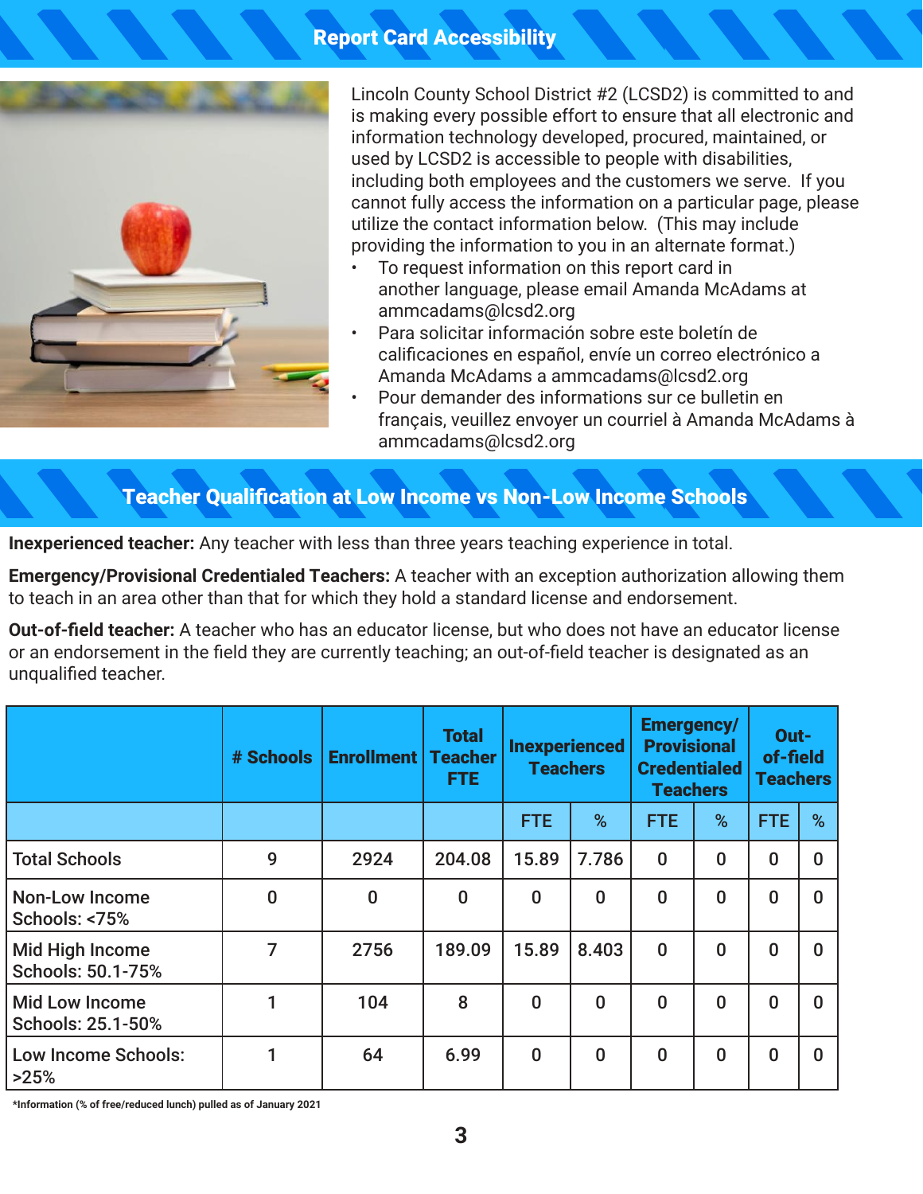## Report Card Accessibility

Lincoln County School District #2 (LCSD2) is committed to and is making every possible effort to ensure that all electronic and information technology developed, procured, maintained, or used by LCSD2 is accessible to people with disabilities, including both employees and the customers we serve. If you cannot fully access the information on a particular page, please utilize the contact information below. (This may include providing the information to you in an alternate format.)

- To request information on this report card in another language, please email Amanda McAdams at ammcadams@lcsd2.org
- Para solicitar información sobre este boletín de calificaciones en español, envíe un correo electrónico a Amanda McAdams a ammcadams@lcsd2.org
- Pour demander des informations sur ce bulletin en français, veuillez envoyer un courriel à Amanda McAdams à ammcadams@lcsd2.org

## Teacher Qualification at Low Income vs Non-Low Income Schools

**Inexperienced teacher:** Any teacher with less than three years teaching experience in total.

**Emergency/Provisional Credentialed Teachers:** A teacher with an exception authorization allowing them to teach in an area other than that for which they hold a standard license and endorsement.

**Out-of-field teacher:** A teacher who has an educator license, but who does not have an educator license or an endorsement in the field they are currently teaching; an out-of-field teacher is designated as an unqualified teacher.

| | # Schools | Enrollment | Total Teacher FTE | Inexperienced Teachers | | Emergency/ Provisional Credentialed Teachers | | Out-of-field Teachers | |
|---|---|---|---|---|---|---|---|---|---|
| | | | | FTE | % | FTE | % | FTE | % |
| Total Schools | 9 | 2924 | 204.08 | 15.89 | 7.786 | 0 | 0 | 0 | 0 |
| Non-Low Income Schools: <75% | 0 | 0 | 0 | 0 | 0 | 0 | 0 | 0 | 0 |
| Mid High Income Schools: 50.1-75% | 7 | 2756 | 189.09 | 15.89 | 8.403 | 0 | 0 | 0 | 0 |
| Mid Low Income Schools: 25.1-50% | 1 | 104 | 8 | 0 | 0 | 0 | 0 | 0 | 0 |
| Low Income Schools: >25% | 1 | 64 | 6.99 | 0 | 0 | 0 | 0 | 0 | 0 |

*Information (% of free/reduced lunch) pulled as of January 2021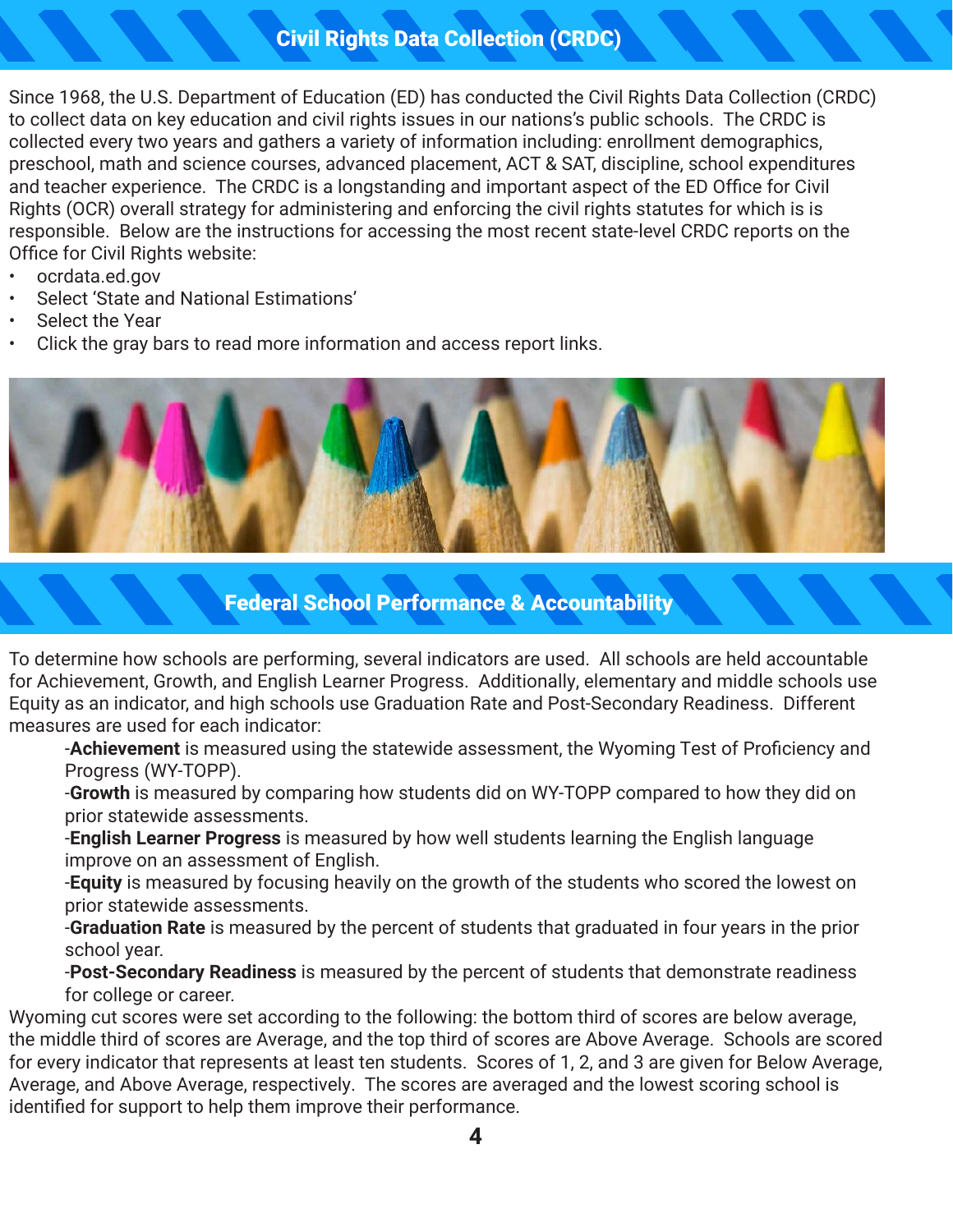## Civil Rights Data Collection (CRDC)

Since 1968, the U.S. Department of Education (ED) has conducted the Civil Rights Data Collection (CRDC) to collect data on key education and civil rights issues in our nations's public schools. The CRDC is collected every two years and gathers a variety of information including: enrollment demographics, preschool, math and science courses, advanced placement, ACT & SAT, discipline, school expenditures and teacher experience. The CRDC is a longstanding and important aspect of the ED Office for Civil Rights (OCR) overall strategy for administering and enforcing the civil rights statutes for which is is responsible. Below are the instructions for accessing the most recent state-level CRDC reports on the Office for Civil Rights website:

- ocrdata.ed.gov
- Select 'State and National Estimations'
- Select the Year
- Click the gray bars to read more information and access report links.

## Federal School Performance & Accountability

To determine how schools are performing, several indicators are used. All schools are held accountable for Achievement, Growth, and English Learner Progress. Additionally, elementary and middle schools use Equity as an indicator, and high schools use Graduation Rate and Post-Secondary Readiness. Different measures are used for each indicator:

-**Achievement** is measured using the statewide assessment, the Wyoming Test of Proficiency and Progress (WY-TOPP).

-**Growth** is measured by comparing how students did on WY-TOPP compared to how they did on prior statewide assessments.

-**English Learner Progress** is measured by how well students learning the English language improve on an assessment of English.

-**Equity** is measured by focusing heavily on the growth of the students who scored the lowest on prior statewide assessments.

-**Graduation Rate** is measured by the percent of students that graduated in four years in the prior school year.

-**Post-Secondary Readiness** is measured by the percent of students that demonstrate readiness for college or career.

Wyoming cut scores were set according to the following: the bottom third of scores are below average, the middle third of scores are Average, and the top third of scores are Above Average. Schools are scored for every indicator that represents at least ten students. Scores of 1, 2, and 3 are given for Below Average, Average, and Above Average, respectively. The scores are averaged and the lowest scoring school is identified for support to help them improve their performance.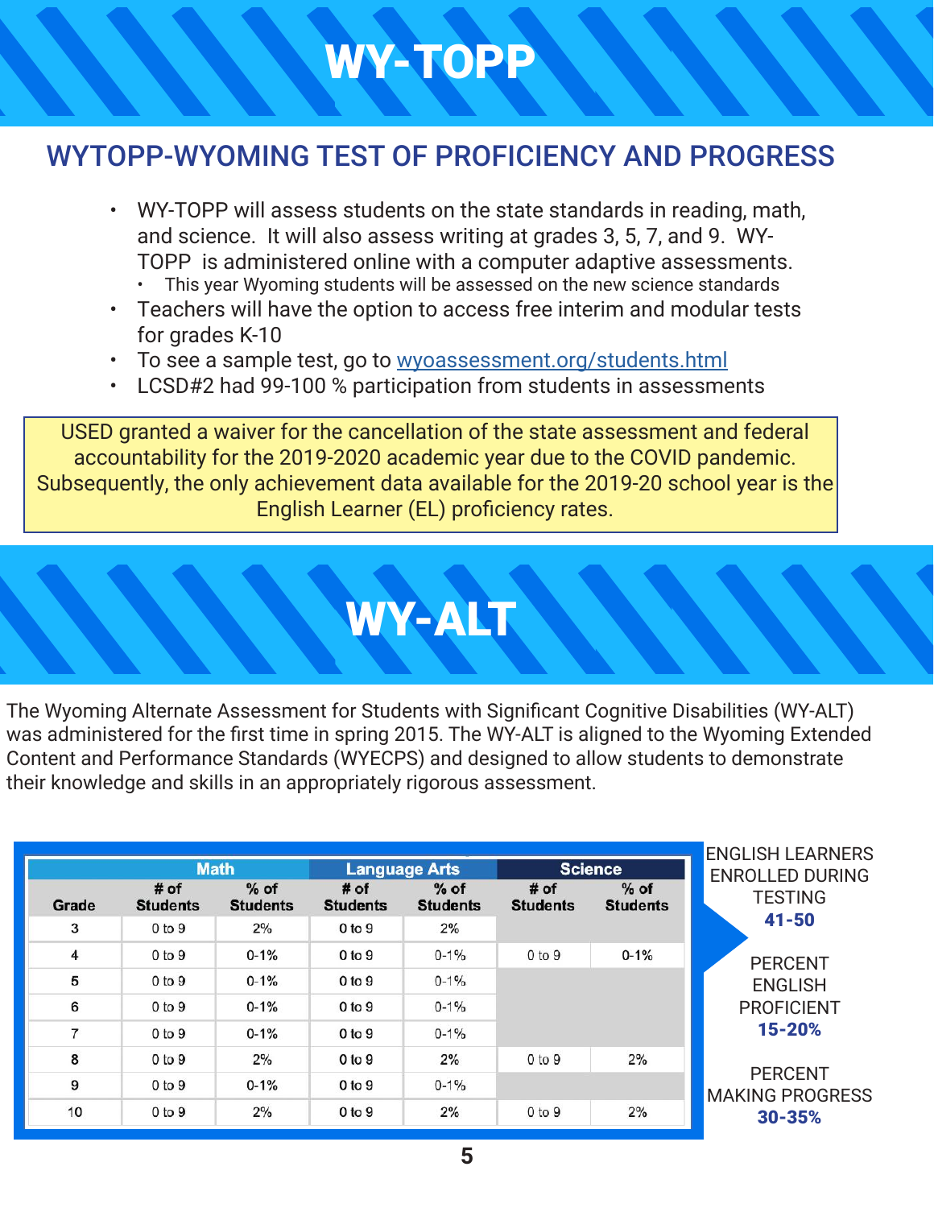# WY-TOPP

## WYTOPP-WYOMING TEST OF PROFICIENCY AND PROGRESS

- WY-TOPP will assess students on the state standards in reading, math, and science. It will also assess writing at grades 3, 5, 7, and 9. WY-TOPP is administered online with a computer adaptive assessments.
  - This year Wyoming students will be assessed on the new science standards
- Teachers will have the option to access free interim and modular tests for grades K-10
- To see a sample test, go to [wyoassessment.org/students.html](wyoassessment.org/students.html)
- LCSD#2 had 99-100 % participation from students in assessments

USED granted a waiver for the cancellation of the state assessment and federal accountability for the 2019-2020 academic year due to the COVID pandemic. Subsequently, the only achievement data available for the 2019-20 school year is the English Learner (EL) proficiency rates.

# WY-ALT

The Wyoming Alternate Assessment for Students with Significant Cognitive Disabilities (WY-ALT) was administered for the first time in spring 2015. The WY-ALT is aligned to the Wyoming Extended Content and Performance Standards (WYECPS) and designed to allow students to demonstrate their knowledge and skills in an appropriately rigorous assessment.

| | Math | | Language Arts | | Science | |
|---|---|---|---|---|---|---|
| Grade | # of Students | % of Students | # of Students | % of Students | # of Students | % of Students |
| 3 | 0 to 9 | 2% | 0 to 9 | 2% | | |
| 4 | 0 to 9 | 0-1% | 0 to 9 | 0-1% | 0 to 9 | 0-1% |
| 5 | 0 to 9 | 0-1% | 0 to 9 | 0-1% | | |
| 6 | 0 to 9 | 0-1% | 0 to 9 | 0-1% | | |
| 7 | 0 to 9 | 0-1% | 0 to 9 | 0-1% | | |
| 8 | 0 to 9 | 2% | 0 to 9 | 2% | 0 to 9 | 2% |
| 9 | 0 to 9 | 0-1% | 0 to 9 | 0-1% | | |
| 10 | 0 to 9 | 2% | 0 to 9 | 2% | 0 to 9 | 2% |

ENGLISH LEARNERS ENROLLED DURING TESTING
**41-50**

PERCENT ENGLISH PROFICIENT
**15-20%**

PERCENT MAKING PROGRESS
**30-35%**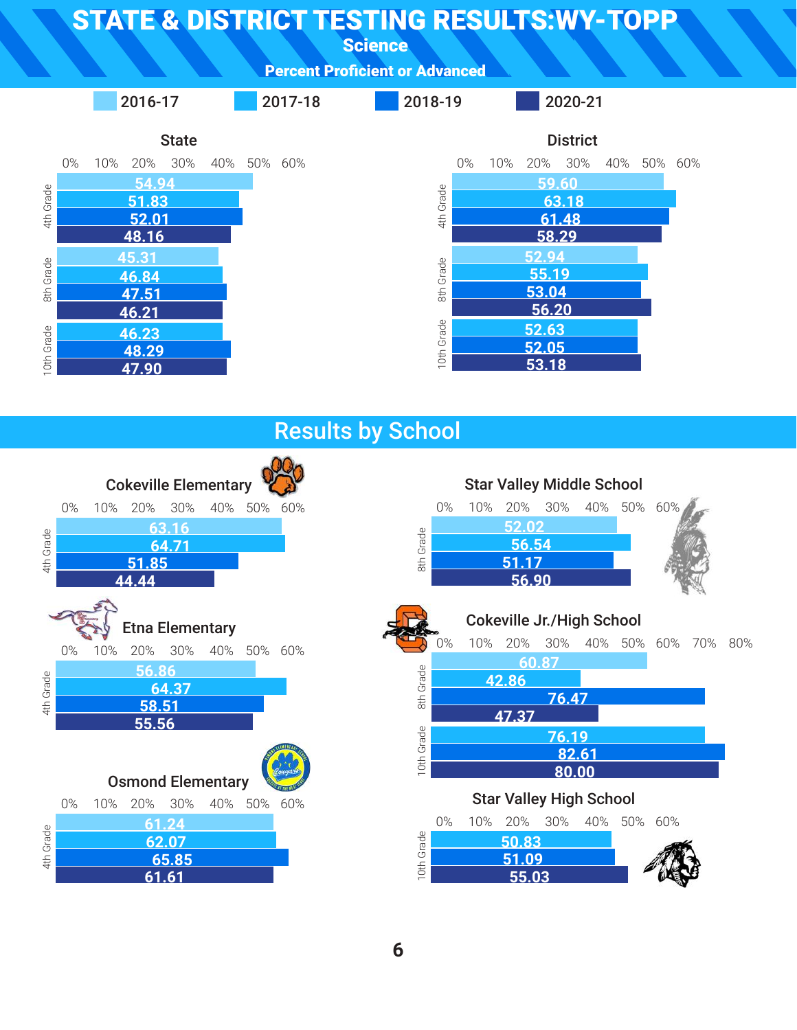# STATE & DISTRICT TESTING RESULTS: WY-TOPP

## Science

### Percent Proficient or Advanced

Legend: 2016-17, 2017-18, 2018-19, 2020-21

### State

| Grade | 2016-17 | 2017-18 | 2018-19 | 2020-21 |
|---|---|---|---|---|
| 4th Grade | 54.94 | 51.83 | 52.01 | 48.16 |
| 8th Grade | 45.31 | 46.84 | 47.51 | 46.21 |
| 10th Grade | | 46.23 | 48.29 | 47.90 |

### District

| Grade | 2016-17 | 2017-18 | 2018-19 | 2020-21 |
|---|---|---|---|---|
| 4th Grade | 59.60 | 63.18 | 61.48 | 58.29 |
| 8th Grade | 52.94 | 55.19 | 53.04 | 56.20 |
| 10th Grade | | 52.63 | 52.05 | 53.18 |

## Results by School

### Cokeville Elementary

| Grade | 2016-17 | 2017-18 | 2018-19 | 2020-21 |
|---|---|---|---|---|
| 4th Grade | 63.16 | 64.71 | 51.85 | 44.44 |

### Etna Elementary

| Grade | 2016-17 | 2017-18 | 2018-19 | 2020-21 |
|---|---|---|---|---|
| 4th Grade | 56.86 | 64.37 | 58.51 | 55.56 |

### Osmond Elementary

| Grade | 2016-17 | 2017-18 | 2018-19 | 2020-21 |
|---|---|---|---|---|
| 4th Grade | 61.24 | 62.07 | 65.85 | 61.61 |

### Star Valley Middle School

| Grade | 2016-17 | 2017-18 | 2018-19 | 2020-21 |
|---|---|---|---|---|
| 8th Grade | 52.02 | 56.54 | 51.17 | 56.90 |

### Cokeville Jr./High School

| Grade | 2016-17 | 2017-18 | 2018-19 | 2020-21 |
|---|---|---|---|---|
| 8th Grade | 60.87 | 42.86 | 76.47 | 47.37 |
| 10th Grade | | 76.19 | 82.61 | 80.00 |

### Star Valley High School

| Grade | 2016-17 | 2017-18 | 2018-19 | 2020-21 |
|---|---|---|---|---|
| 10th Grade | | 50.83 | 51.09 | 55.03 |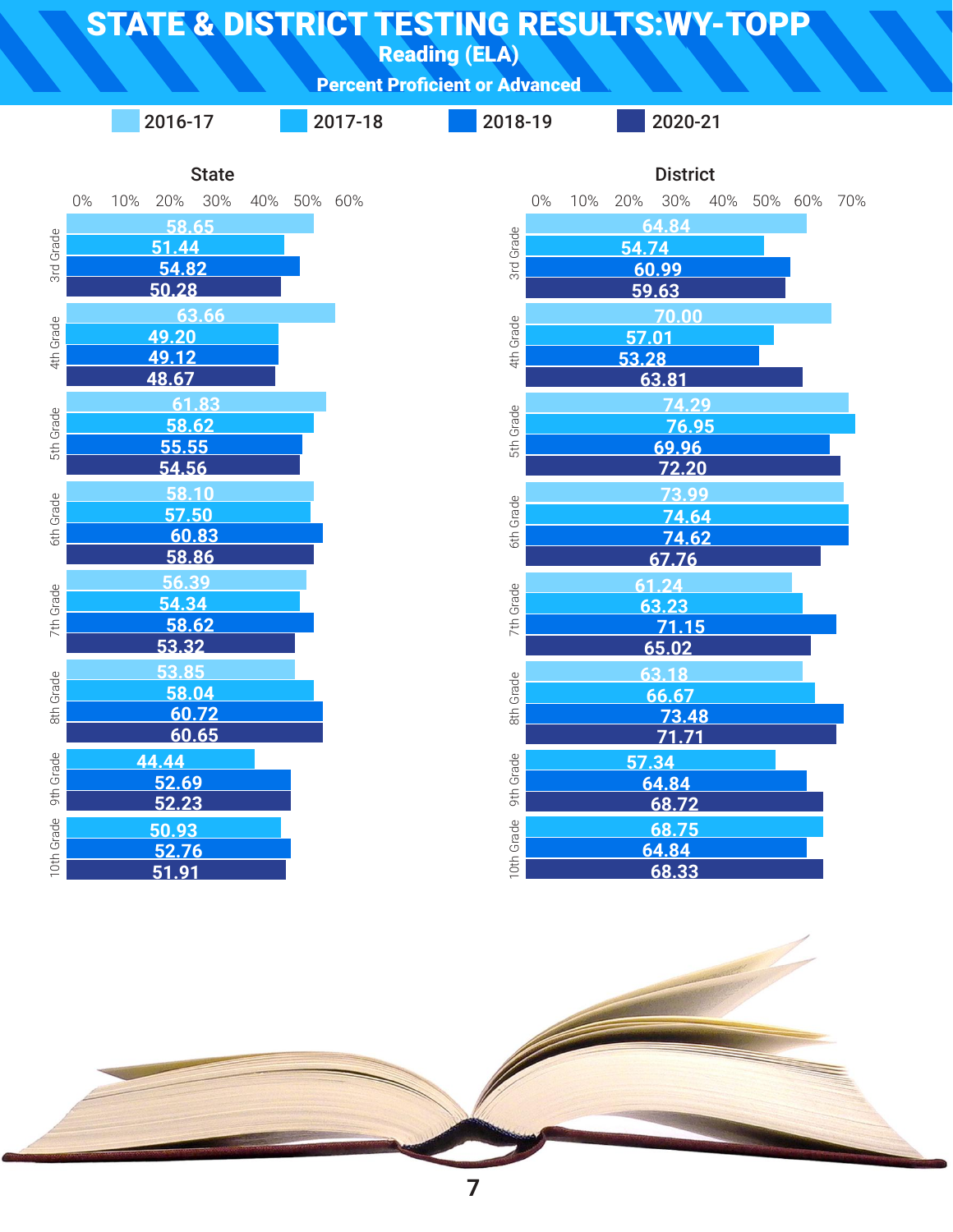# STATE & DISTRICT TESTING RESULTS: WY-TOPP

## Reading (ELA)

### Percent Proficient or Advanced

### State

| Grade | 2016-17 | 2017-18 | 2018-19 | 2020-21 |
|---|---|---|---|---|
| 3rd Grade | 58.65 | 51.44 | 54.82 | 50.28 |
| 4th Grade | 63.66 | 49.20 | 49.12 | 48.67 |
| 5th Grade | 61.83 | 58.62 | 55.55 | 54.56 |
| 6th Grade | 58.10 | 57.50 | 60.83 | 58.86 |
| 7th Grade | 56.39 | 54.34 | 58.62 | 53.32 |
| 8th Grade | 53.85 | 58.04 | 60.72 | 60.65 |
| 9th Grade | | 44.44 | 52.69 | 52.23 |
| 10th Grade | | 50.93 | 52.76 | 51.91 |

### District

| Grade | 2016-17 | 2017-18 | 2018-19 | 2020-21 |
|---|---|---|---|---|
| 3rd Grade | 64.84 | 54.74 | 60.99 | 59.63 |
| 4th Grade | 70.00 | 57.01 | 53.28 | 63.81 |
| 5th Grade | 74.29 | 76.95 | 69.96 | 72.20 |
| 6th Grade | 73.99 | 74.64 | 74.62 | 67.76 |
| 7th Grade | 61.24 | 63.23 | 71.15 | 65.02 |
| 8th Grade | 63.18 | 66.67 | 73.48 | 71.71 |
| 9th Grade | | 57.34 | 64.84 | 68.72 |
| 10th Grade | | 68.75 | 64.84 | 68.33 |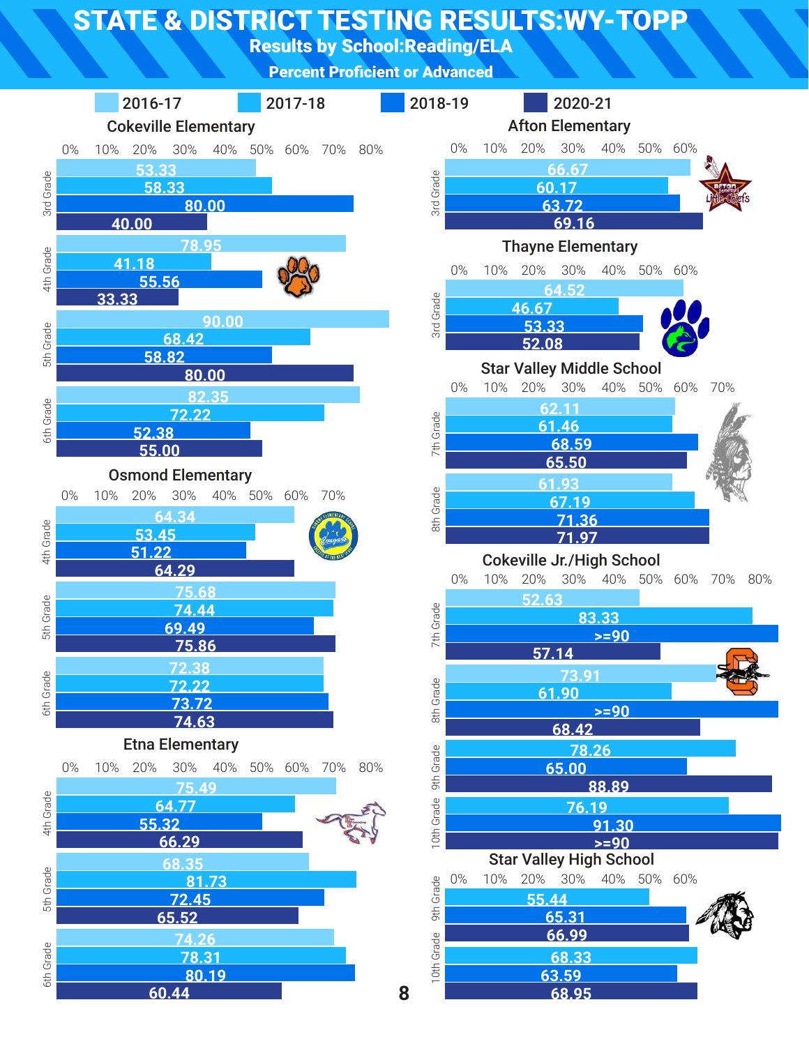# STATE & DISTRICT TESTING RESULTS: WY-TOPP

## Results by School: Reading/ELA

### Percent Proficient or Advanced

Legend: 2016-17, 2017-18, 2018-19, 2020-21

#### Cokeville Elementary

| Grade | 2016-17 | 2017-18 | 2018-19 | 2020-21 |
|---|---|---|---|---|
| 3rd Grade | 53.33 | 58.33 | 80.00 | 40.00 |
| 4th Grade | 78.95 | 41.18 | 55.56 | 33.33 |
| 5th Grade | 90.00 | 68.42 | 58.82 | 80.00 |
| 6th Grade | 82.35 | 72.22 | 52.38 | 55.00 |

#### Osmond Elementary

| Grade | 2016-17 | 2017-18 | 2018-19 | 2020-21 |
|---|---|---|---|---|
| 4th Grade | 64.34 | 53.45 | 51.22 | 64.29 |
| 5th Grade | 75.68 | 74.44 | 69.49 | 75.86 |
| 6th Grade | 72.38 | 72.22 | 73.72 | 74.63 |

#### Etna Elementary

| Grade | 2016-17 | 2017-18 | 2018-19 | 2020-21 |
|---|---|---|---|---|
| 4th Grade | 75.49 | 64.77 | 55.32 | 66.29 |
| 5th Grade | 68.35 | 81.73 | 72.45 | 65.52 |
| 6th Grade | 74.26 | 78.31 | 80.19 | 60.44 |

#### Afton Elementary

| Grade | 2016-17 | 2017-18 | 2018-19 | 2020-21 |
|---|---|---|---|---|
| 3rd Grade | 66.67 | 60.17 | 63.72 | 69.16 |

#### Thayne Elementary

| Grade | 2016-17 | 2017-18 | 2018-19 | 2020-21 |
|---|---|---|---|---|
| 3rd Grade | 64.52 | 46.67 | 53.33 | 52.08 |

#### Star Valley Middle School

| Grade | 2016-17 | 2017-18 | 2018-19 | 2020-21 |
|---|---|---|---|---|
| 7th Grade | 62.11 | 61.46 | 68.59 | 65.50 |
| 8th Grade | 61.93 | 67.19 | 71.36 | 71.97 |

#### Cokeville Jr./High School

| Grade | 2016-17 | 2017-18 | 2018-19 | 2020-21 |
|---|---|---|---|---|
| 7th Grade | 52.63 | 83.33 | >=90 | 57.14 |
| 8th Grade | 73.91 | 61.90 | >=90 | 68.42 |
| 9th Grade | | 78.26 | 65.00 | 88.89 |
| 10th Grade | | 76.19 | 91.30 | >=90 |

#### Star Valley High School

| Grade | 2017-18 | 2018-19 | 2020-21 |
|---|---|---|---|
| 9th Grade | 55.44 | 65.31 | 66.99 |
| 10th Grade | 68.33 | 63.59 | 68.95 |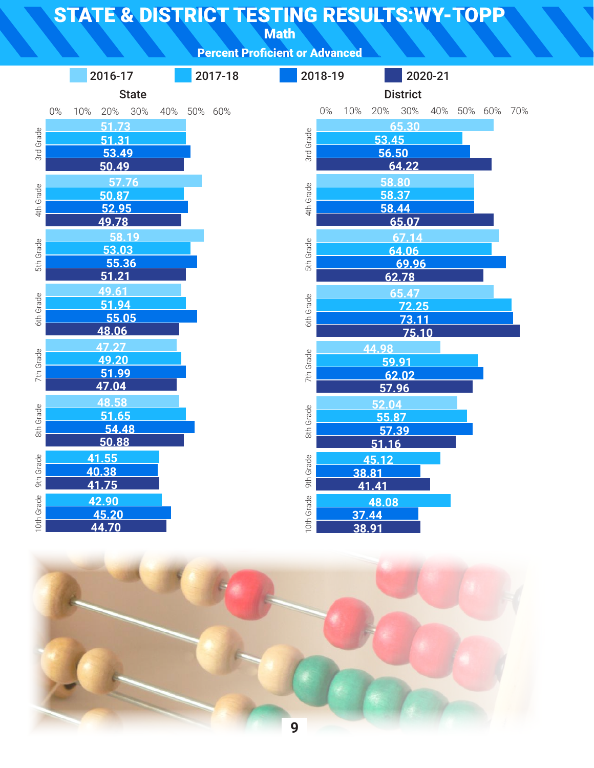# STATE & DISTRICT TESTING RESULTS: WY-TOPP

## Math

### Percent Proficient or Advanced

#### State

| Grade | 2016-17 | 2017-18 | 2018-19 | 2020-21 |
|---|---|---|---|---|
| 3rd Grade | 51.73 | 51.31 | 53.49 | 50.49 |
| 4th Grade | 57.76 | 50.87 | 52.95 | 49.78 |
| 5th Grade | 58.19 | 53.03 | 55.36 | 51.21 |
| 6th Grade | 49.61 | 51.94 | 55.05 | 48.06 |
| 7th Grade | 47.27 | 49.20 | 51.99 | 47.04 |
| 8th Grade | 48.58 | 51.65 | 54.48 | 50.88 |
| 9th Grade | | 41.55 | 40.38 | 41.75 |
| 10th Grade | | 42.90 | 45.20 | 44.70 |

#### District

| Grade | 2016-17 | 2017-18 | 2018-19 | 2020-21 |
|---|---|---|---|---|
| 3rd Grade | 65.30 | 53.45 | 56.50 | 64.22 |
| 4th Grade | 58.80 | 58.37 | 58.44 | 65.07 |
| 5th Grade | 67.14 | 64.06 | 69.96 | 62.78 |
| 6th Grade | 65.47 | 72.25 | 73.11 | 75.10 |
| 7th Grade | 44.98 | 59.91 | 62.02 | 57.96 |
| 8th Grade | 52.04 | 55.87 | 57.39 | 51.16 |
| 9th Grade | | 45.12 | 38.81 | 41.41 |
| 10th Grade | | 48.08 | 37.44 | 38.91 |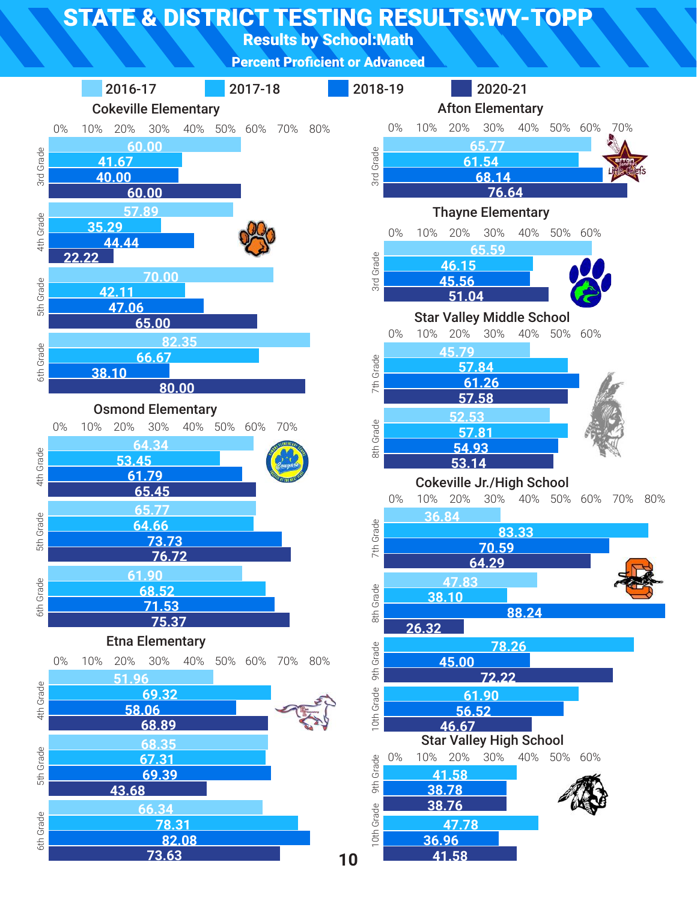# STATE & DISTRICT TESTING RESULTS:WY-TOPP

## Results by School:Math

### Percent Proficient or Advanced

### Cokeville Elementary

| Grade | 2016-17 | 2017-18 | 2018-19 | 2020-21 |
|---|---|---|---|---|
| 3rd Grade | 60.00 | 41.67 | 40.00 | 60.00 |
| 4th Grade | 57.89 | 35.29 | 44.44 | 22.22 |
| 5th Grade | 70.00 | 42.11 | 47.06 | 65.00 |
| 6th Grade | 82.35 | 66.67 | 38.10 | 80.00 |

### Osmond Elementary

| Grade | 2016-17 | 2017-18 | 2018-19 | 2020-21 |
|---|---|---|---|---|
| 4th Grade | 64.34 | 53.45 | 61.79 | 65.45 |
| 5th Grade | 65.77 | 64.66 | 73.73 | 76.72 |
| 6th Grade | 61.90 | 68.52 | 71.53 | 75.37 |

### Etna Elementary

| Grade | 2016-17 | 2017-18 | 2018-19 | 2020-21 |
|---|---|---|---|---|
| 4th Grade | 51.96 | 69.32 | 58.06 | 68.89 |
| 5th Grade | 68.35 | 67.31 | 69.39 | 43.68 |
| 6th Grade | 66.34 | 78.31 | 82.08 | 73.63 |

### Afton Elementary

| Grade | 2016-17 | 2017-18 | 2018-19 | 2020-21 |
|---|---|---|---|---|
| 3rd Grade | 65.77 | 61.54 | 68.14 | 76.64 |

### Thayne Elementary

| Grade | 2016-17 | 2017-18 | 2018-19 | 2020-21 |
|---|---|---|---|---|
| 3rd Grade | 65.59 | 46.15 | 45.56 | 51.04 |

### Star Valley Middle School

| Grade | 2016-17 | 2017-18 | 2018-19 | 2020-21 |
|---|---|---|---|---|
| 7th Grade | 45.79 | 57.84 | 61.26 | 57.58 |
| 8th Grade | 52.53 | 57.81 | 54.93 | 53.14 |

### Cokeville Jr./High School

| Grade | 2016-17 | 2017-18 | 2018-19 | 2020-21 |
|---|---|---|---|---|
| 7th Grade | 36.84 | 83.33 | 70.59 | 64.29 |
| 8th Grade | 47.83 | 38.10 | 88.24 | 26.32 |
| 9th Grade | | 78.26 | 45.00 | 72.22 |
| 10th Grade | | 61.90 | 56.52 | 46.67 |

### Star Valley High School

| Grade | 2016-17 | 2017-18 | 2018-19 | 2020-21 |
|---|---|---|---|---|
| 9th Grade | | 41.58 | 38.78 | 38.76 |
| 10th Grade | | 47.78 | 36.96 | 41.58 |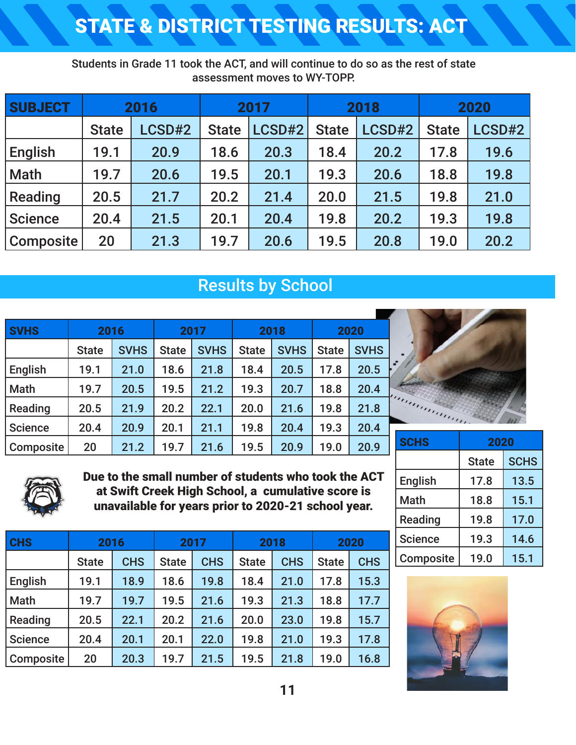# STATE & DISTRICT TESTING RESULTS: ACT

Students in Grade 11 took the ACT, and will continue to do so as the rest of state assessment moves to WY-TOPP.

| SUBJECT | 2016 | | 2017 | | 2018 | | 2020 | |
|---|---|---|---|---|---|---|---|---|
| | State | LCSD#2 | State | LCSD#2 | State | LCSD#2 | State | LCSD#2 |
| English | 19.1 | 20.9 | 18.6 | 20.3 | 18.4 | 20.2 | 17.8 | 19.6 |
| Math | 19.7 | 20.6 | 19.5 | 20.1 | 19.3 | 20.6 | 18.8 | 19.8 |
| Reading | 20.5 | 21.7 | 20.2 | 21.4 | 20.0 | 21.5 | 19.8 | 21.0 |
| Science | 20.4 | 21.5 | 20.1 | 20.4 | 19.8 | 20.2 | 19.3 | 19.8 |
| Composite | 20 | 21.3 | 19.7 | 20.6 | 19.5 | 20.8 | 19.0 | 20.2 |

## Results by School

| SVHS | 2016 | | 2017 | | 2018 | | 2020 | |
|---|---|---|---|---|---|---|---|---|
| | State | SVHS | State | SVHS | State | SVHS | State | SVHS |
| English | 19.1 | 21.0 | 18.6 | 21.8 | 18.4 | 20.5 | 17.8 | 20.5 |
| Math | 19.7 | 20.5 | 19.5 | 21.2 | 19.3 | 20.7 | 18.8 | 20.4 |
| Reading | 20.5 | 21.9 | 20.2 | 22.1 | 20.0 | 21.6 | 19.8 | 21.8 |
| Science | 20.4 | 20.9 | 20.1 | 21.1 | 19.8 | 20.4 | 19.3 | 20.4 |
| Composite | 20 | 21.2 | 19.7 | 21.6 | 19.5 | 20.9 | 19.0 | 20.9 |

**Due to the small number of students who took the ACT at Swift Creek High School, a cumulative score is unavailable for years prior to 2020-21 school year.**

| SCHS | 2020 | |
|---|---|---|
| | State | SCHS |
| English | 17.8 | 13.5 |
| Math | 18.8 | 15.1 |
| Reading | 19.8 | 17.0 |
| Science | 19.3 | 14.6 |
| Composite | 19.0 | 15.1 |

| CHS | 2016 | | 2017 | | 2018 | | 2020 | |
|---|---|---|---|---|---|---|---|---|
| | State | CHS | State | CHS | State | CHS | State | CHS |
| English | 19.1 | 18.9 | 18.6 | 19.8 | 18.4 | 21.0 | 17.8 | 15.3 |
| Math | 19.7 | 19.7 | 19.5 | 21.6 | 19.3 | 21.3 | 18.8 | 17.7 |
| Reading | 20.5 | 22.1 | 20.2 | 21.6 | 20.0 | 23.0 | 19.8 | 15.7 |
| Science | 20.4 | 20.1 | 20.1 | 22.0 | 19.8 | 21.0 | 19.3 | 17.8 |
| Composite | 20 | 20.3 | 19.7 | 21.5 | 19.5 | 21.8 | 19.0 | 16.8 |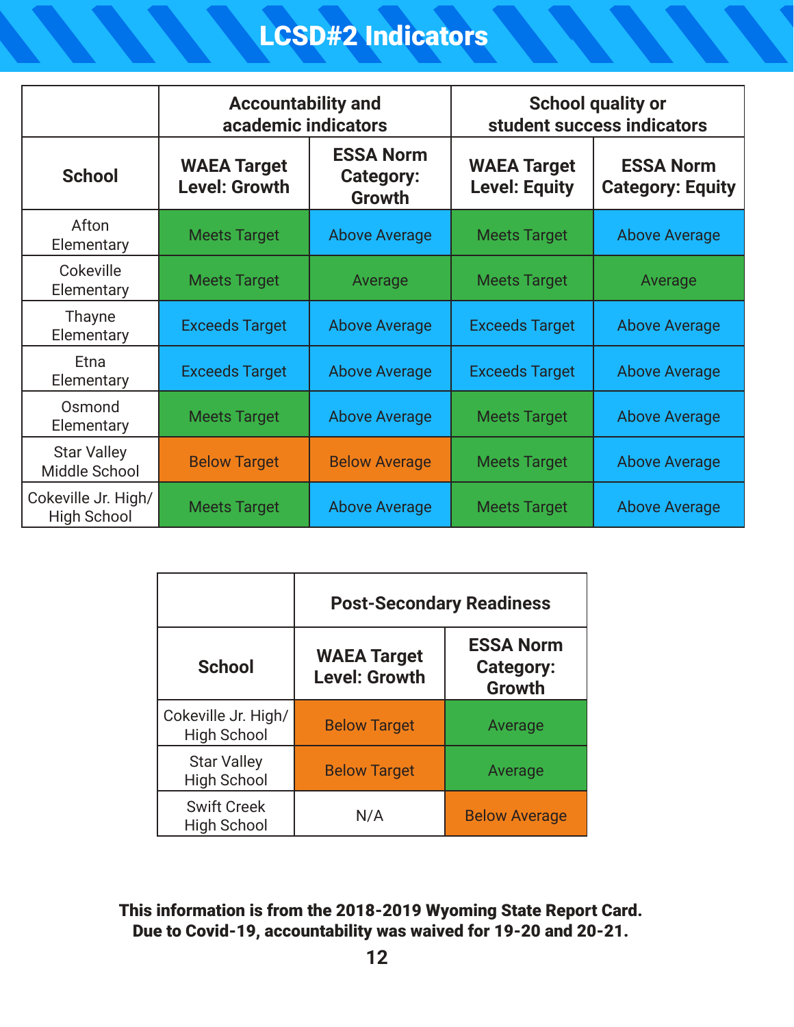# LCSD#2 Indicators

| | Accountability and academic indicators | | School quality or student success indicators | |
|---|---|---|---|---|
| **School** | **WAEA Target Level: Growth** | **ESSA Norm Category: Growth** | **WAEA Target Level: Equity** | **ESSA Norm Category: Equity** |
| Afton Elementary | Meets Target | Above Average | Meets Target | Above Average |
| Cokeville Elementary | Meets Target | Average | Meets Target | Average |
| Thayne Elementary | Exceeds Target | Above Average | Exceeds Target | Above Average |
| Etna Elementary | Exceeds Target | Above Average | Exceeds Target | Above Average |
| Osmond Elementary | Meets Target | Above Average | Meets Target | Above Average |
| Star Valley Middle School | Below Target | Below Average | Meets Target | Above Average |
| Cokeville Jr. High/ High School | Meets Target | Above Average | Meets Target | Above Average |

| | Post-Secondary Readiness | |
|---|---|---|
| **School** | **WAEA Target Level: Growth** | **ESSA Norm Category: Growth** |
| Cokeville Jr. High/ High School | Below Target | Average |
| Star Valley High School | Below Target | Average |
| Swift Creek High School | N/A | Below Average |

**This information is from the 2018-2019 Wyoming State Report Card. Due to Covid-19, accountability was waived for 19-20 and 20-21.**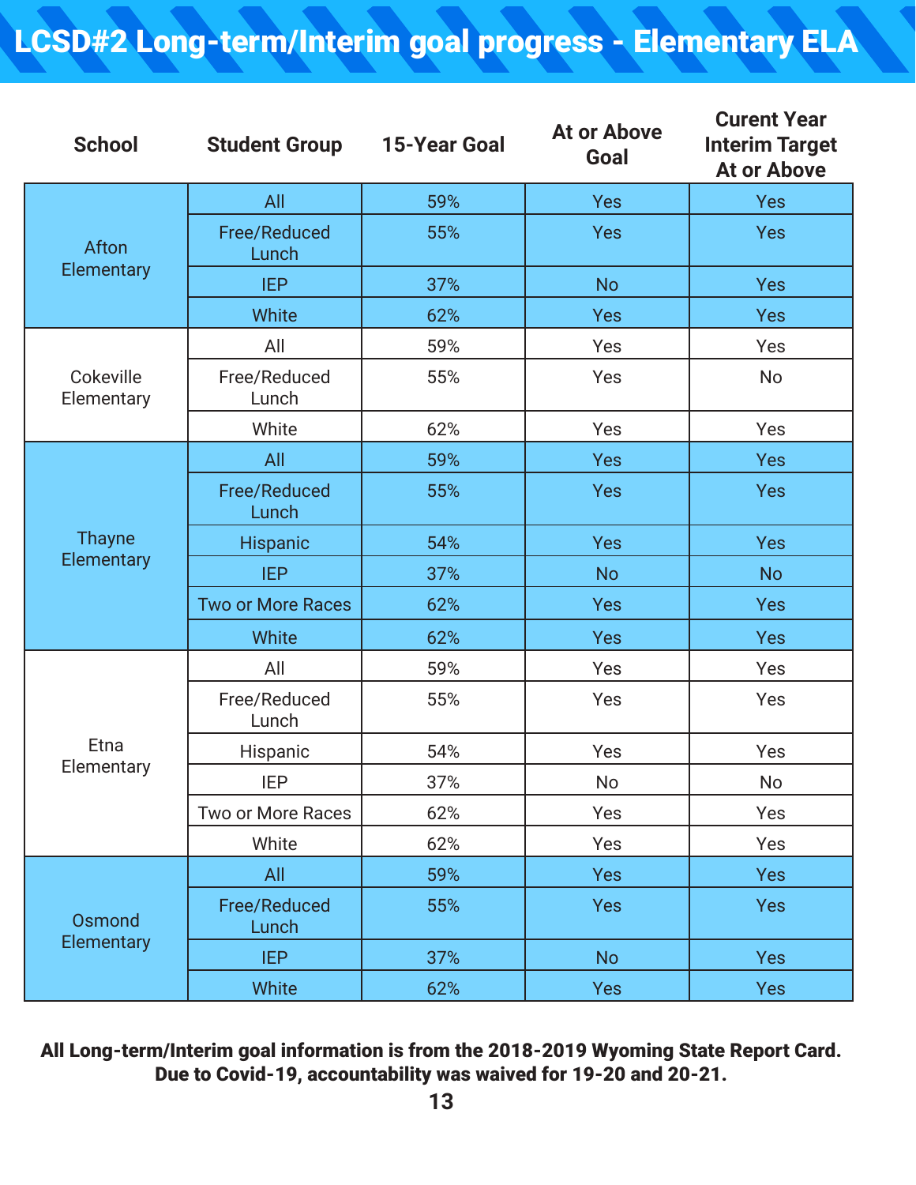# LCSD#2 Long-term/Interim goal progress - Elementary ELA

| School | Student Group | 15-Year Goal | At or Above Goal | Curent Year Interim Target At or Above |
|---|---|---|---|---|
| Afton Elementary | All | 59% | Yes | Yes |
| | Free/Reduced Lunch | 55% | Yes | Yes |
| | IEP | 37% | No | Yes |
| | White | 62% | Yes | Yes |
| Cokeville Elementary | All | 59% | Yes | Yes |
| | Free/Reduced Lunch | 55% | Yes | No |
| | White | 62% | Yes | Yes |
| Thayne Elementary | All | 59% | Yes | Yes |
| | Free/Reduced Lunch | 55% | Yes | Yes |
| | Hispanic | 54% | Yes | Yes |
| | IEP | 37% | No | No |
| | Two or More Races | 62% | Yes | Yes |
| | White | 62% | Yes | Yes |
| Etna Elementary | All | 59% | Yes | Yes |
| | Free/Reduced Lunch | 55% | Yes | Yes |
| | Hispanic | 54% | Yes | Yes |
| | IEP | 37% | No | No |
| | Two or More Races | 62% | Yes | Yes |
| | White | 62% | Yes | Yes |
| Osmond Elementary | All | 59% | Yes | Yes |
| | Free/Reduced Lunch | 55% | Yes | Yes |
| | IEP | 37% | No | Yes |
| | White | 62% | Yes | Yes |

**All Long-term/Interim goal information is from the 2018-2019 Wyoming State Report Card. Due to Covid-19, accountability was waived for 19-20 and 20-21.**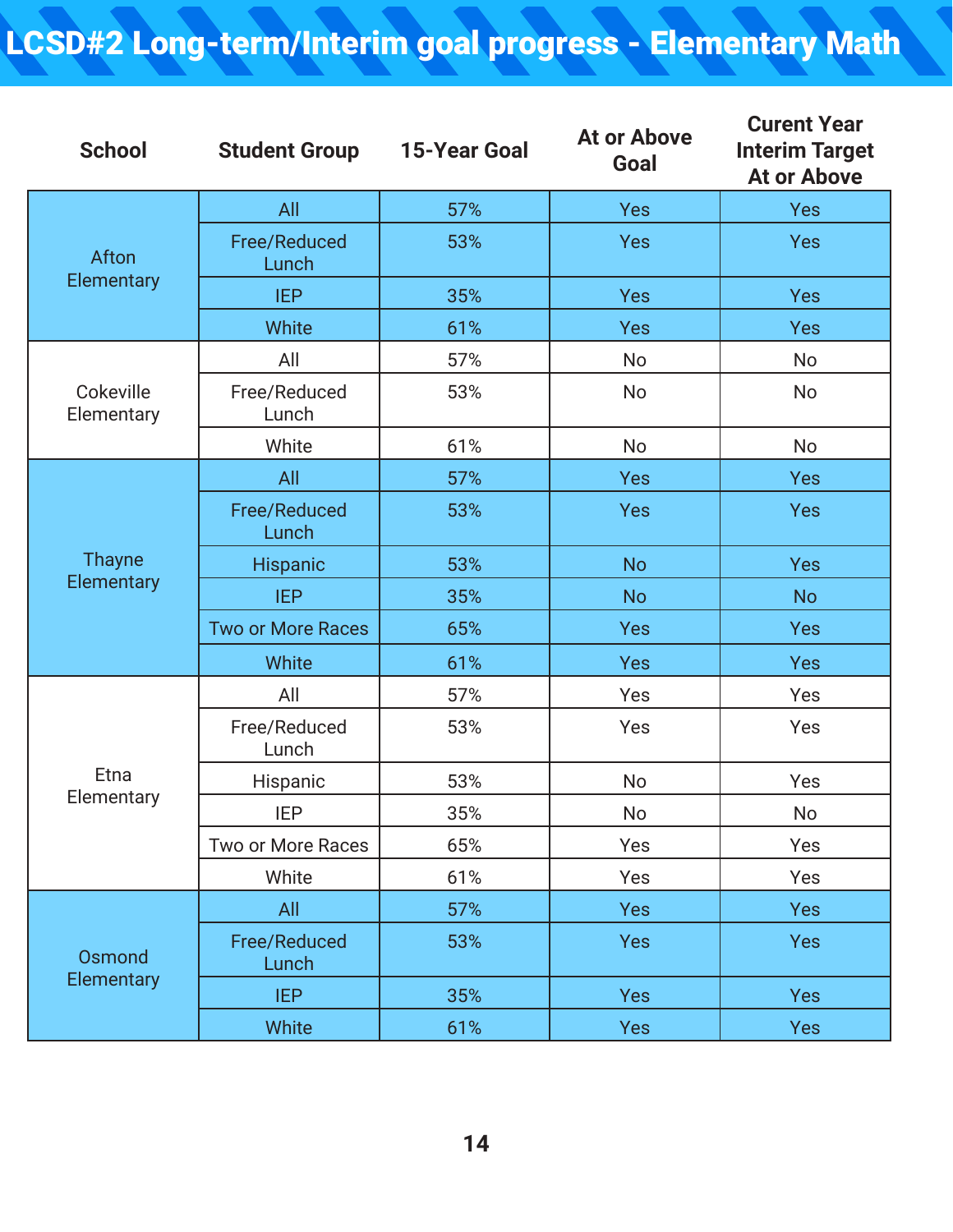# LCSD#2 Long-term/Interim goal progress - Elementary Math

| School | Student Group | 15-Year Goal | At or Above Goal | Curent Year Interim Target At or Above |
|---|---|---|---|---|
| Afton Elementary | All | 57% | Yes | Yes |
| | Free/Reduced Lunch | 53% | Yes | Yes |
| | IEP | 35% | Yes | Yes |
| | White | 61% | Yes | Yes |
| Cokeville Elementary | All | 57% | No | No |
| | Free/Reduced Lunch | 53% | No | No |
| | White | 61% | No | No |
| Thayne Elementary | All | 57% | Yes | Yes |
| | Free/Reduced Lunch | 53% | Yes | Yes |
| | Hispanic | 53% | No | Yes |
| | IEP | 35% | No | No |
| | Two or More Races | 65% | Yes | Yes |
| | White | 61% | Yes | Yes |
| Etna Elementary | All | 57% | Yes | Yes |
| | Free/Reduced Lunch | 53% | Yes | Yes |
| | Hispanic | 53% | No | Yes |
| | IEP | 35% | No | No |
| | Two or More Races | 65% | Yes | Yes |
| | White | 61% | Yes | Yes |
| Osmond Elementary | All | 57% | Yes | Yes |
| | Free/Reduced Lunch | 53% | Yes | Yes |
| | IEP | 35% | Yes | Yes |
| | White | 61% | Yes | Yes |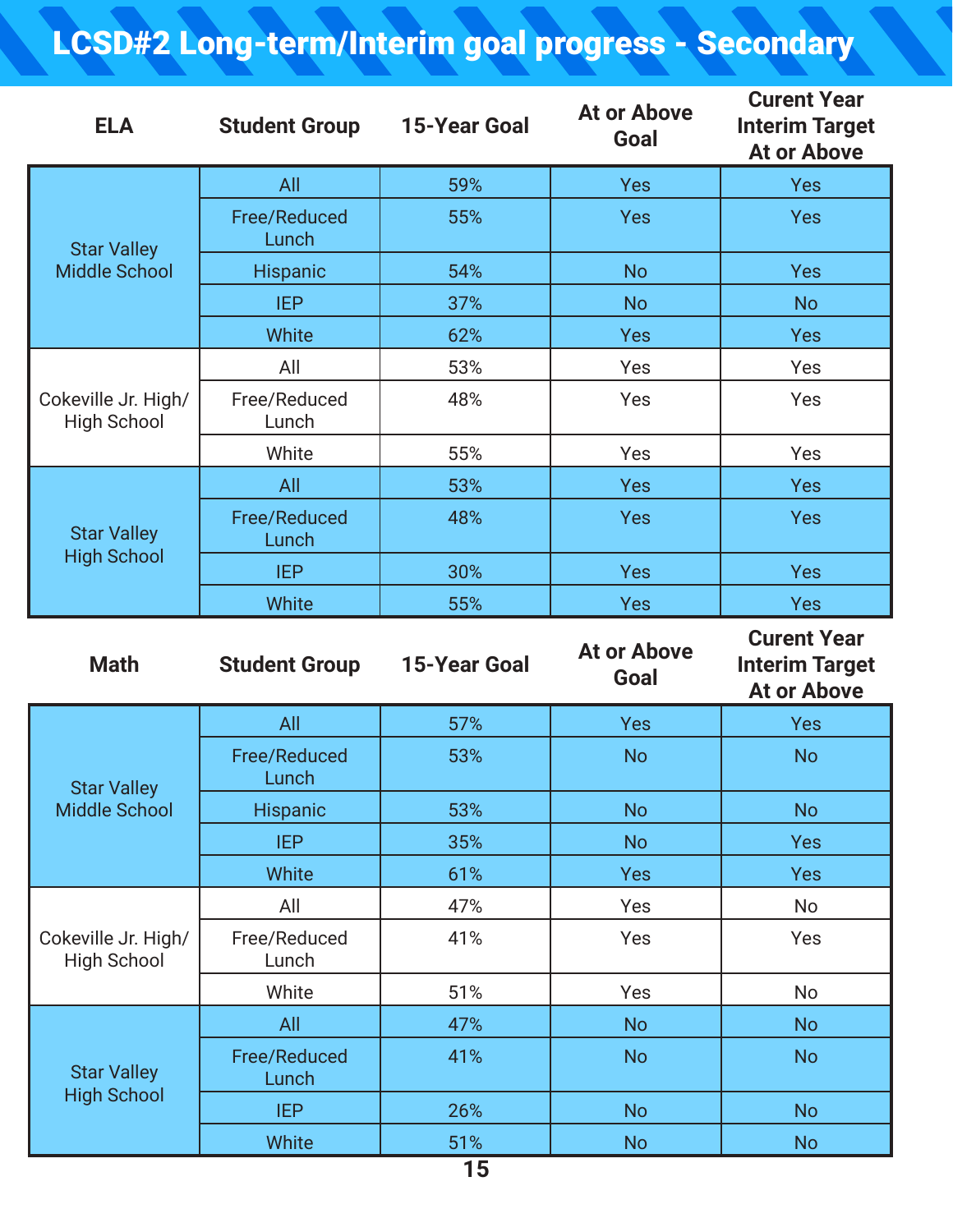# LCSD#2 Long-term/Interim goal progress - Secondary

| ELA | Student Group | 15-Year Goal | At or Above Goal | Curent Year Interim Target At or Above |
|---|---|---|---|---|
| Star Valley Middle School | All | 59% | Yes | Yes |
| | Free/Reduced Lunch | 55% | Yes | Yes |
| | Hispanic | 54% | No | Yes |
| | IEP | 37% | No | No |
| | White | 62% | Yes | Yes |
| Cokeville Jr. High/ High School | All | 53% | Yes | Yes |
| | Free/Reduced Lunch | 48% | Yes | Yes |
| | White | 55% | Yes | Yes |
| Star Valley High School | All | 53% | Yes | Yes |
| | Free/Reduced Lunch | 48% | Yes | Yes |
| | IEP | 30% | Yes | Yes |
| | White | 55% | Yes | Yes |

| Math | Student Group | 15-Year Goal | At or Above Goal | Curent Year Interim Target At or Above |
|---|---|---|---|---|
| Star Valley Middle School | All | 57% | Yes | Yes |
| | Free/Reduced Lunch | 53% | No | No |
| | Hispanic | 53% | No | No |
| | IEP | 35% | No | Yes |
| | White | 61% | Yes | Yes |
| Cokeville Jr. High/ High School | All | 47% | Yes | No |
| | Free/Reduced Lunch | 41% | Yes | Yes |
| | White | 51% | Yes | No |
| Star Valley High School | All | 47% | No | No |
| | Free/Reduced Lunch | 41% | No | No |
| | IEP | 26% | No | No |
| | White | 51% | No | No |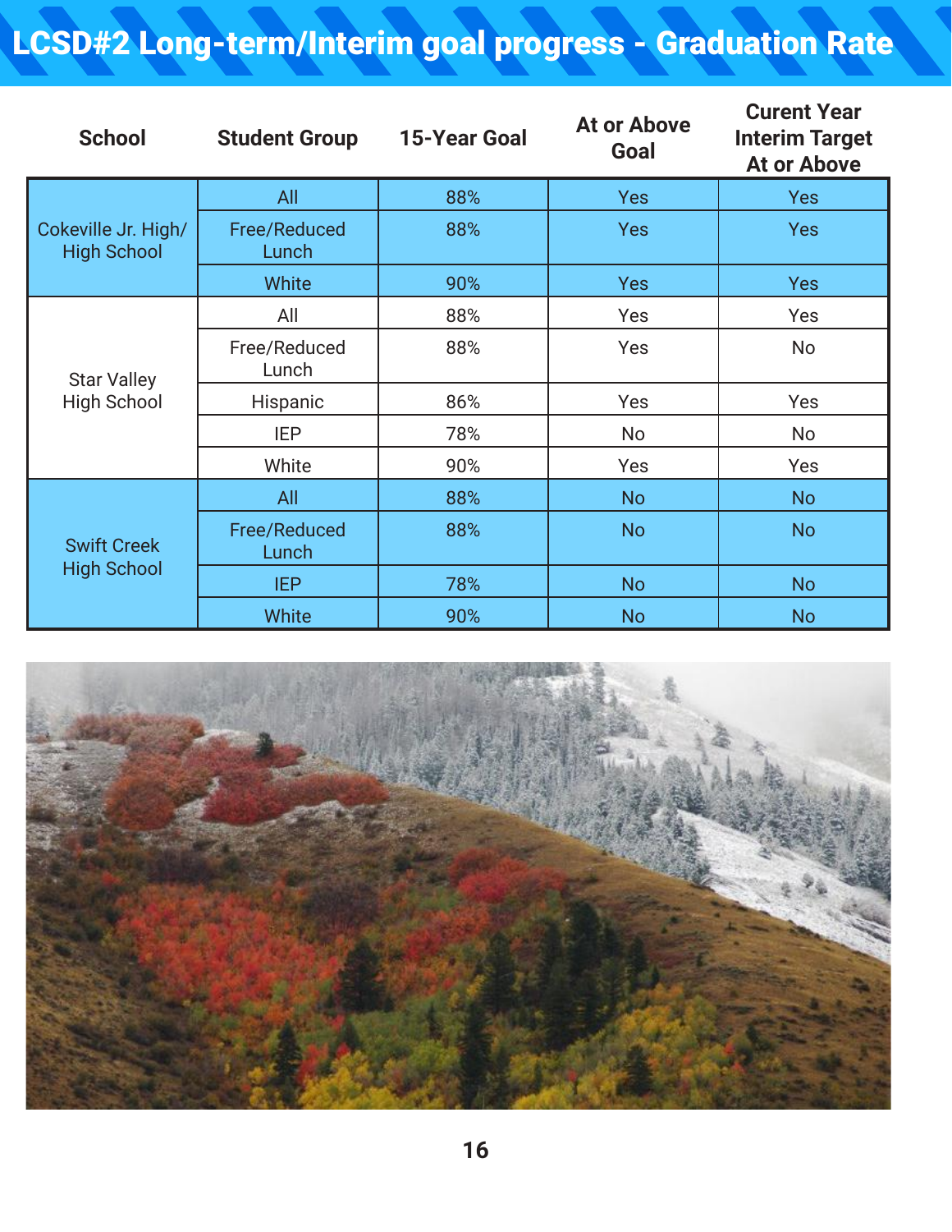# LCSD#2 Long-term/Interim goal progress - Graduation Rate

| School | Student Group | 15-Year Goal | At or Above Goal | Curent Year Interim Target At or Above |
|---|---|---|---|---|
| Cokeville Jr. High/ High School | All | 88% | Yes | Yes |
| | Free/Reduced Lunch | 88% | Yes | Yes |
| | White | 90% | Yes | Yes |
| Star Valley High School | All | 88% | Yes | Yes |
| | Free/Reduced Lunch | 88% | Yes | No |
| | Hispanic | 86% | Yes | Yes |
| | IEP | 78% | No | No |
| | White | 90% | Yes | Yes |
| Swift Creek High School | All | 88% | No | No |
| | Free/Reduced Lunch | 88% | No | No |
| | IEP | 78% | No | No |
| | White | 90% | No | No |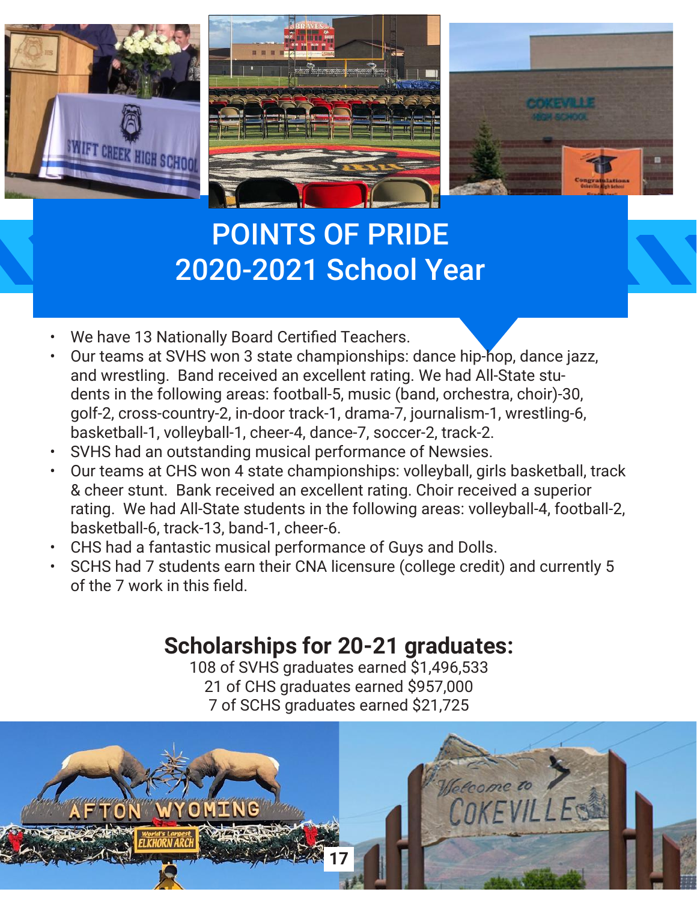# POINTS OF PRIDE
# 2020-2021 School Year

- We have 13 Nationally Board Certified Teachers.
- Our teams at SVHS won 3 state championships: dance hip-hop, dance jazz, and wrestling. Band received an excellent rating. We had All-State students in the following areas: football-5, music (band, orchestra, choir)-30, golf-2, cross-country-2, in-door track-1, drama-7, journalism-1, wrestling-6, basketball-1, volleyball-1, cheer-4, dance-7, soccer-2, track-2.
- SVHS had an outstanding musical performance of Newsies.
- Our teams at CHS won 4 state championships: volleyball, girls basketball, track & cheer stunt. Bank received an excellent rating. Choir received a superior rating. We had All-State students in the following areas: volleyball-4, football-2, basketball-6, track-13, band-1, cheer-6.
- CHS had a fantastic musical performance of Guys and Dolls.
- SCHS had 7 students earn their CNA licensure (college credit) and currently 5 of the 7 work in this field.

## Scholarships for 20-21 graduates:

108 of SVHS graduates earned $1,496,533
21 of CHS graduates earned $957,000
7 of SCHS graduates earned $21,725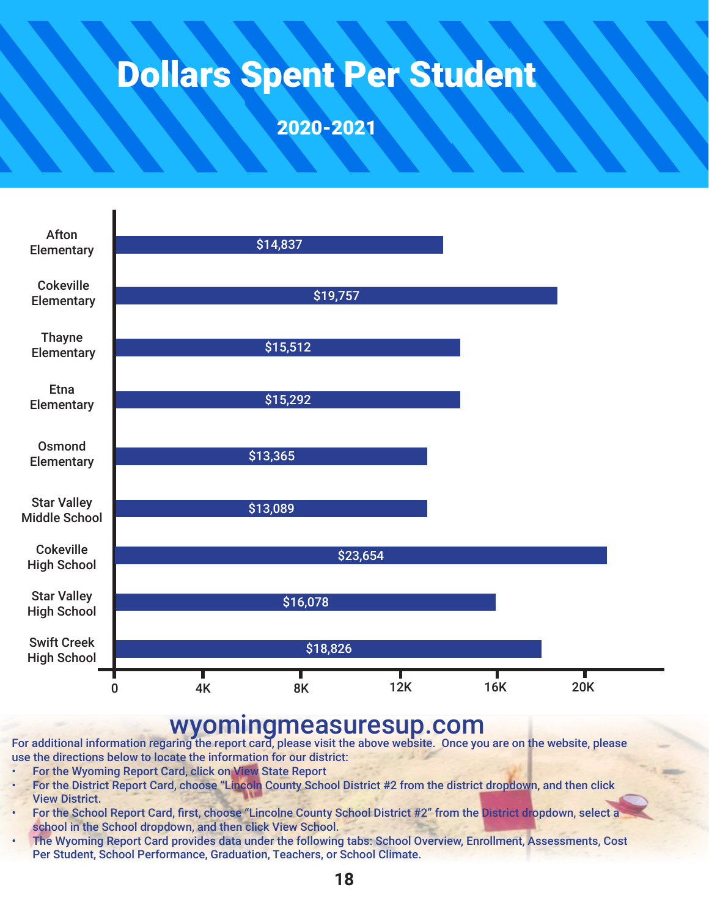# Dollars Spent Per Student

## 2020-2021

Afton Elementary $14,837
Cokeville Elementary $19,757
Thayne Elementary $15,512
Etna Elementary $15,292
Osmond Elementary $13,365
Star Valley Middle School $13,089
Cokeville High School $23,654
Star Valley High School $16,078
Swift Creek High School $18,826

0 4K 8K 12K 16K 20K

## wyomingmeasuresup.com

For additional information regaring the report card, please visit the above website. Once you are on the website, please use the directions below to locate the information for our district:

- For the Wyoming Report Card, click on View State Report
- For the District Report Card, choose "Lincoln County School District #2 from the district dropdown, and then click View District.
- For the School Report Card, first, choose "Lincolne County School District #2" from the District dropdown, select a school in the School dropdown, and then click View School.
- The Wyoming Report Card provides data under the following tabs: School Overview, Enrollment, Assessments, Cost Per Student, School Performance, Graduation, Teachers, or School Climate.